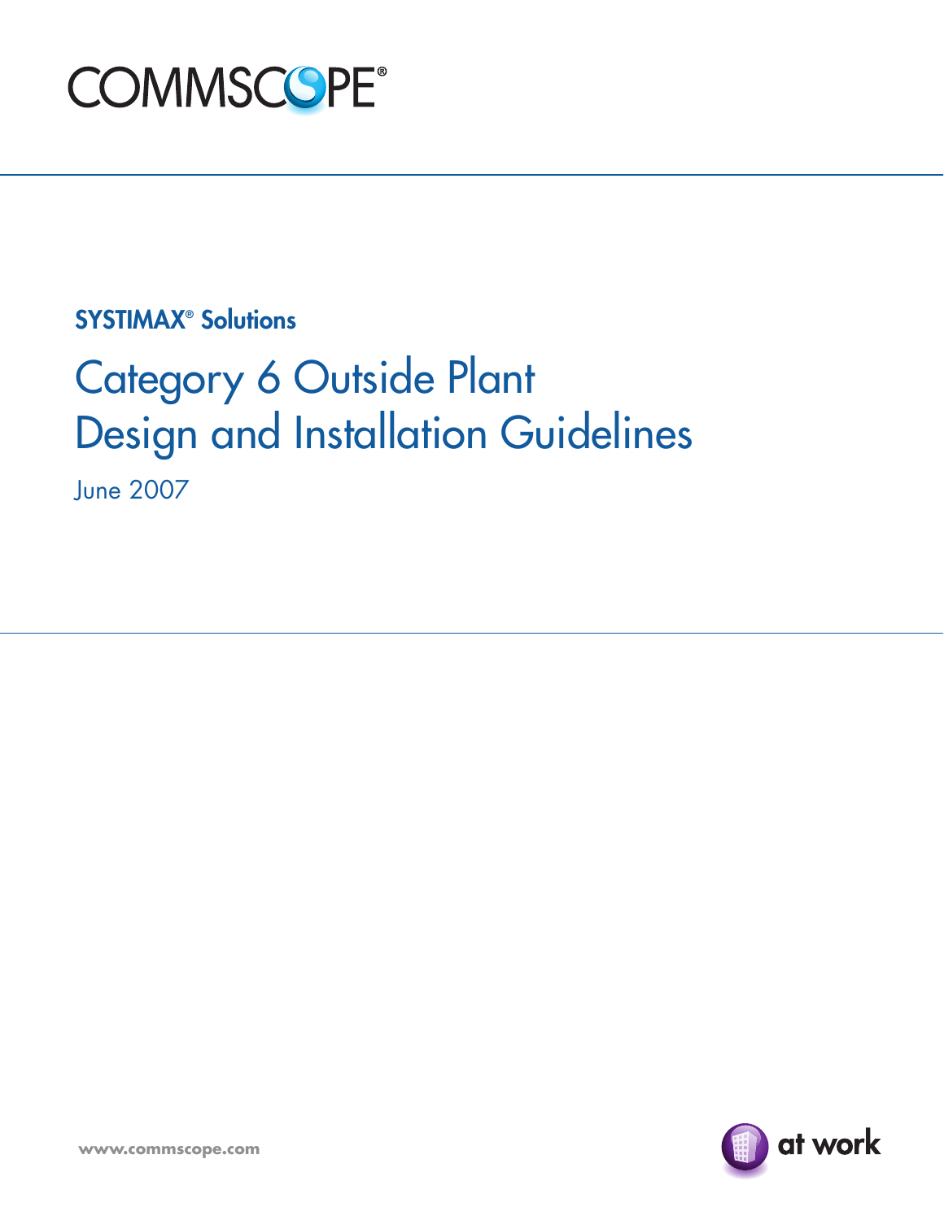COMMSCOPE®

**SYSTIMAX® Solutions**

# Category 6 Outside Plant Design and Installation Guidelines

June 2007

www.commscope.com

at work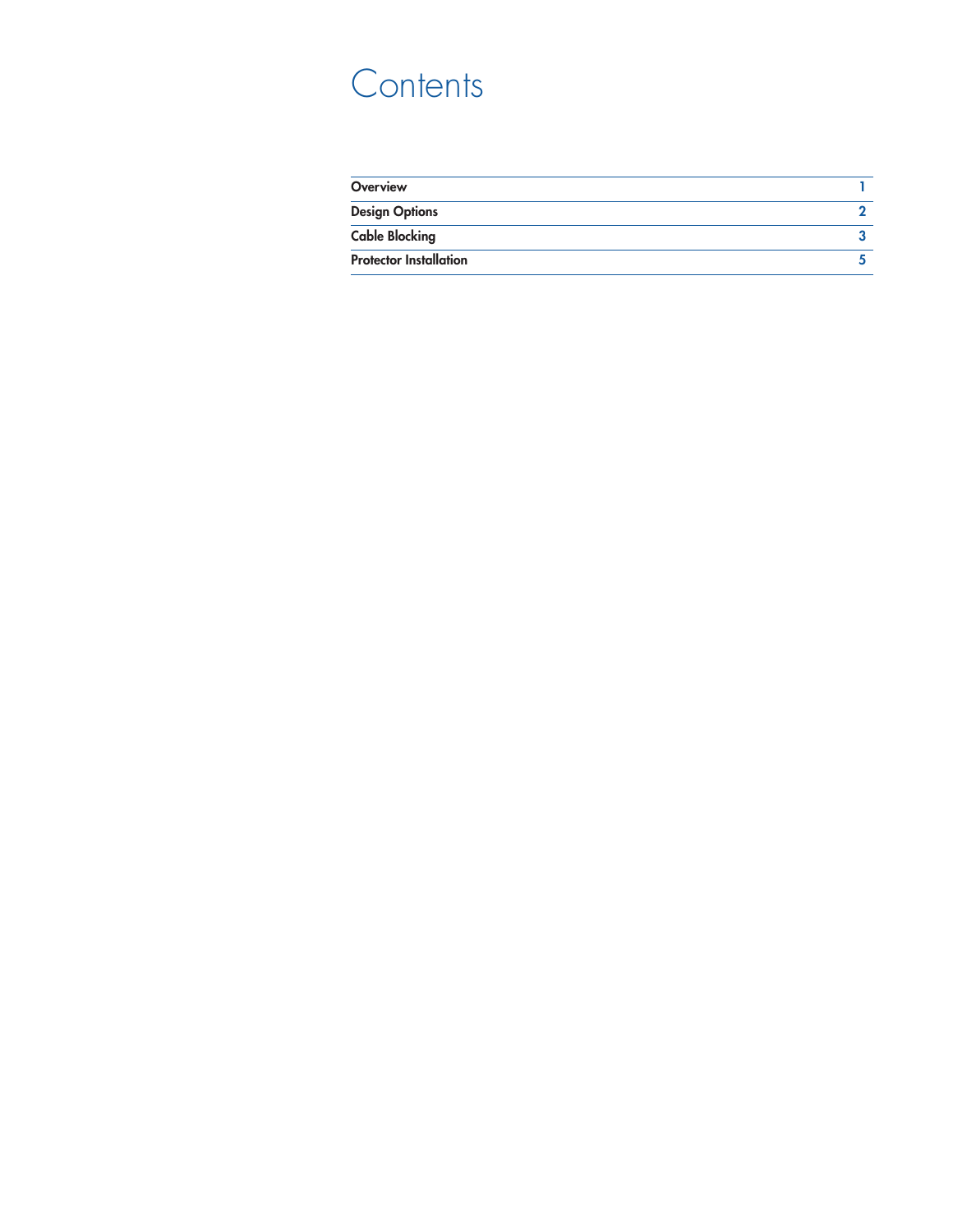# Contents

| | |
|---|---|
| **Overview** | 1 |
| **Design Options** | 2 |
| **Cable Blocking** | 3 |
| **Protector Installation** | 5 |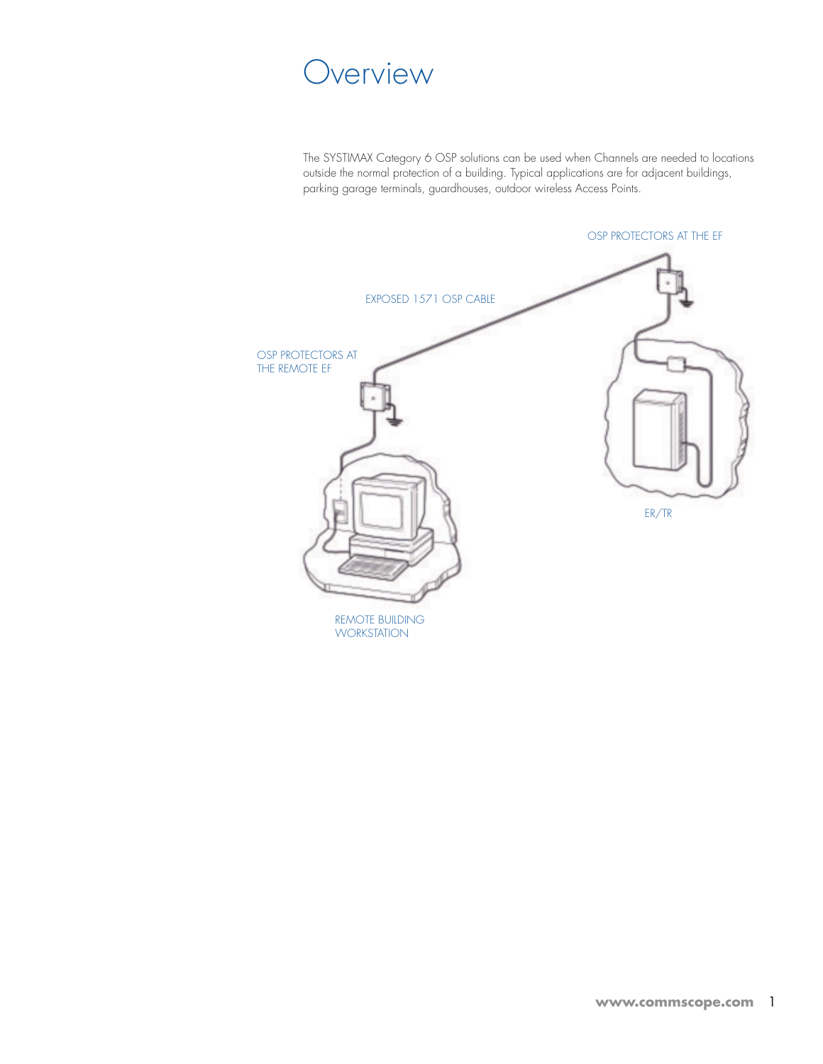# Overview

The SYSTIMAX Category 6 OSP solutions can be used when Channels are needed to locations outside the normal protection of a building. Typical applications are for adjacent buildings, parking garage terminals, guardhouses, outdoor wireless Access Points.

OSP PROTECTORS AT THE EF

EXPOSED 1571 OSP CABLE

OSP PROTECTORS AT THE REMOTE EF

ER/TR

REMOTE BUILDING WORKSTATION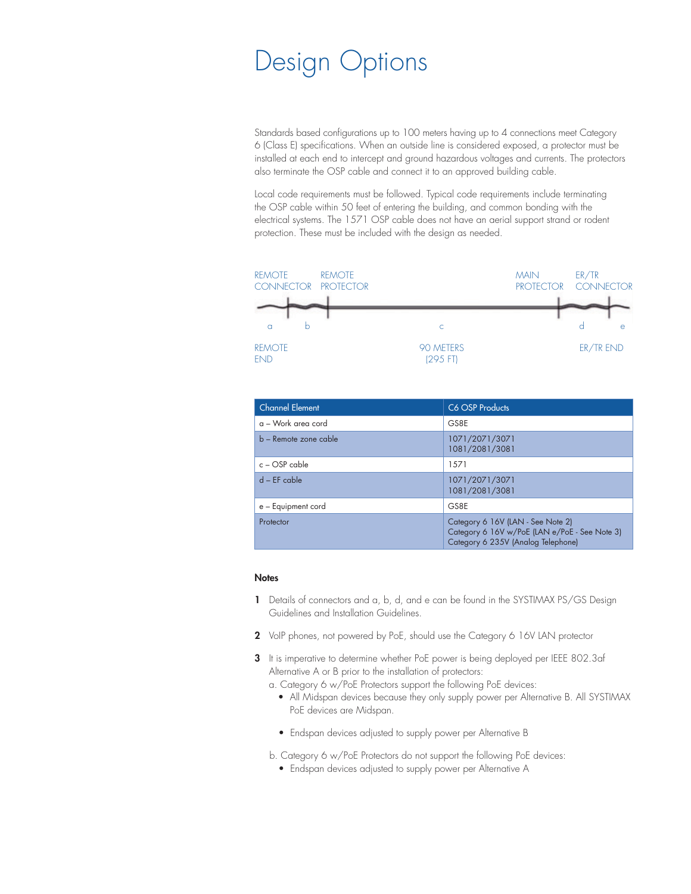# Design Options

Standards based configurations up to 100 meters having up to 4 connections meet Category 6 (Class E) specifications. When an outside line is considered exposed, a protector must be installed at each end to intercept and ground hazardous voltages and currents. The protectors also terminate the OSP cable and connect it to an approved building cable.

Local code requirements must be followed. Typical code requirements include terminating the OSP cable within 50 feet of entering the building, and common bonding with the electrical systems. The 1571 OSP cable does not have an aerial support strand or rodent protection. These must be included with the design as needed.

REMOTE CONNECTOR  REMOTE PROTECTOR  MAIN PROTECTOR  ER/TR CONNECTOR

a  b  c  d  e

REMOTE END  90 METERS (295 FT)  ER/TR END

| Channel Element | C6 OSP Products |
|---|---|
| a – Work area cord | GS8E |
| b – Remote zone cable | 1071/2071/3071<br>1081/2081/3081 |
| c – OSP cable | 1571 |
| d – EF cable | 1071/2071/3071<br>1081/2081/3081 |
| e – Equipment cord | GS8E |
| Protector | Category 6 16V (LAN - See Note 2)<br>Category 6 16V w/PoE (LAN e/PoE - See Note 3)<br>Category 6 235V (Analog Telephone) |

**Notes**

1. Details of connectors and a, b, d, and e can be found in the SYSTIMAX PS/GS Design Guidelines and Installation Guidelines.
2. VoIP phones, not powered by PoE, should use the Category 6 16V LAN protector
3. It is imperative to determine whether PoE power is being deployed per IEEE 802.3af Alternative A or B prior to the installation of protectors:
   a. Category 6 w/PoE Protectors support the following PoE devices:
      - All Midspan devices because they only supply power per Alternative B. All SYSTIMAX PoE devices are Midspan.
      - Endspan devices adjusted to supply power per Alternative B

   b. Category 6 w/PoE Protectors do not support the following PoE devices:
      - Endspan devices adjusted to supply power per Alternative A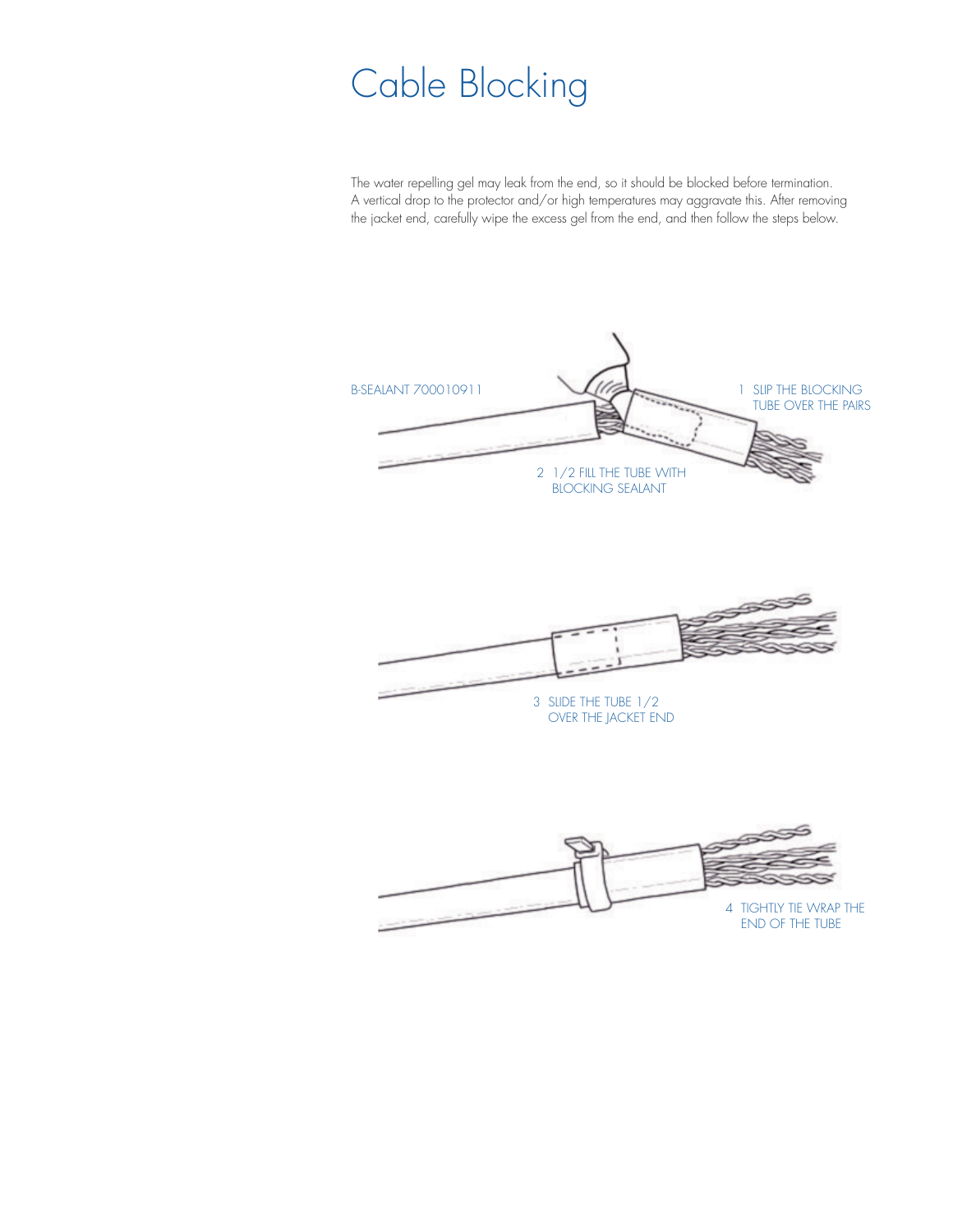# Cable Blocking

The water repelling gel may leak from the end, so it should be blocked before termination. A vertical drop to the protector and/or high temperatures may aggravate this. After removing the jacket end, carefully wipe the excess gel from the end, and then follow the steps below.

B-SEALANT 700010911

1 SLIP THE BLOCKING TUBE OVER THE PAIRS

2 1/2 FILL THE TUBE WITH BLOCKING SEALANT

3 SLIDE THE TUBE 1/2 OVER THE JACKET END

4 TIGHTLY TIE WRAP THE END OF THE TUBE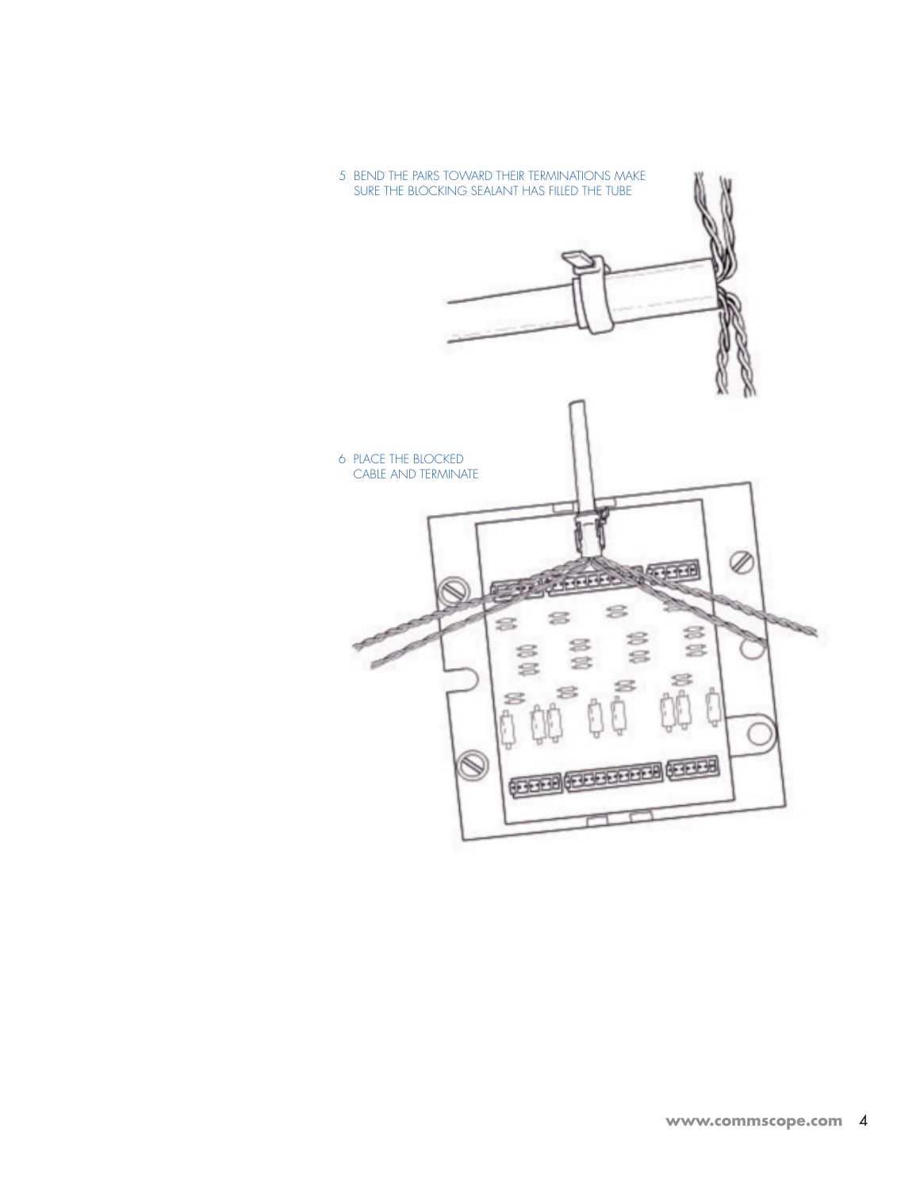5 BEND THE PAIRS TOWARD THEIR TERMINATIONS MAKE SURE THE BLOCKING SEALANT HAS FILLED THE TUBE

6 PLACE THE BLOCKED CABLE AND TERMINATE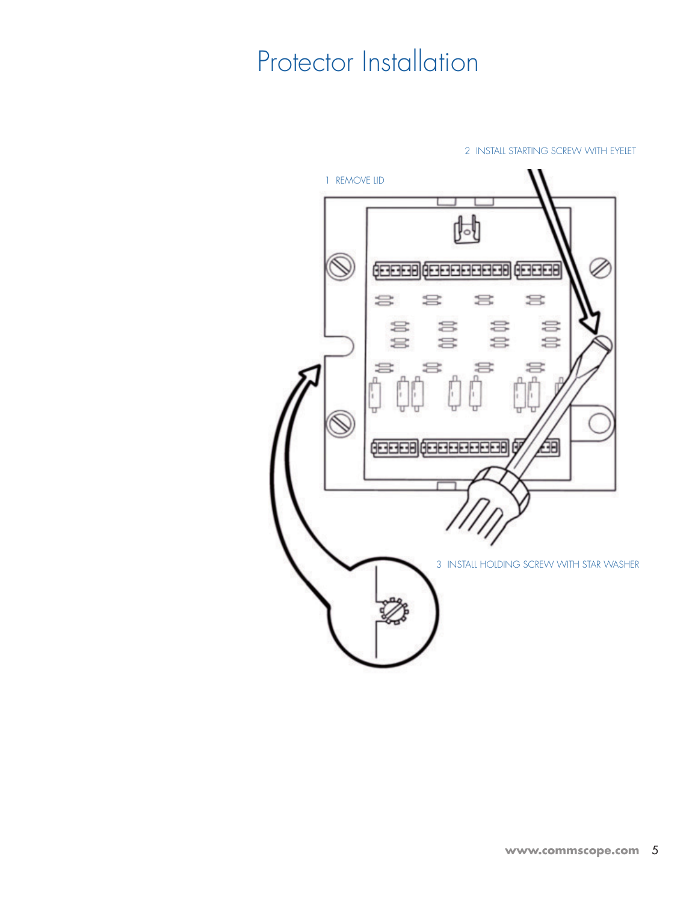# Protector Installation

2 INSTALL STARTING SCREW WITH EYELET

1 REMOVE LID

3 INSTALL HOLDING SCREW WITH STAR WASHER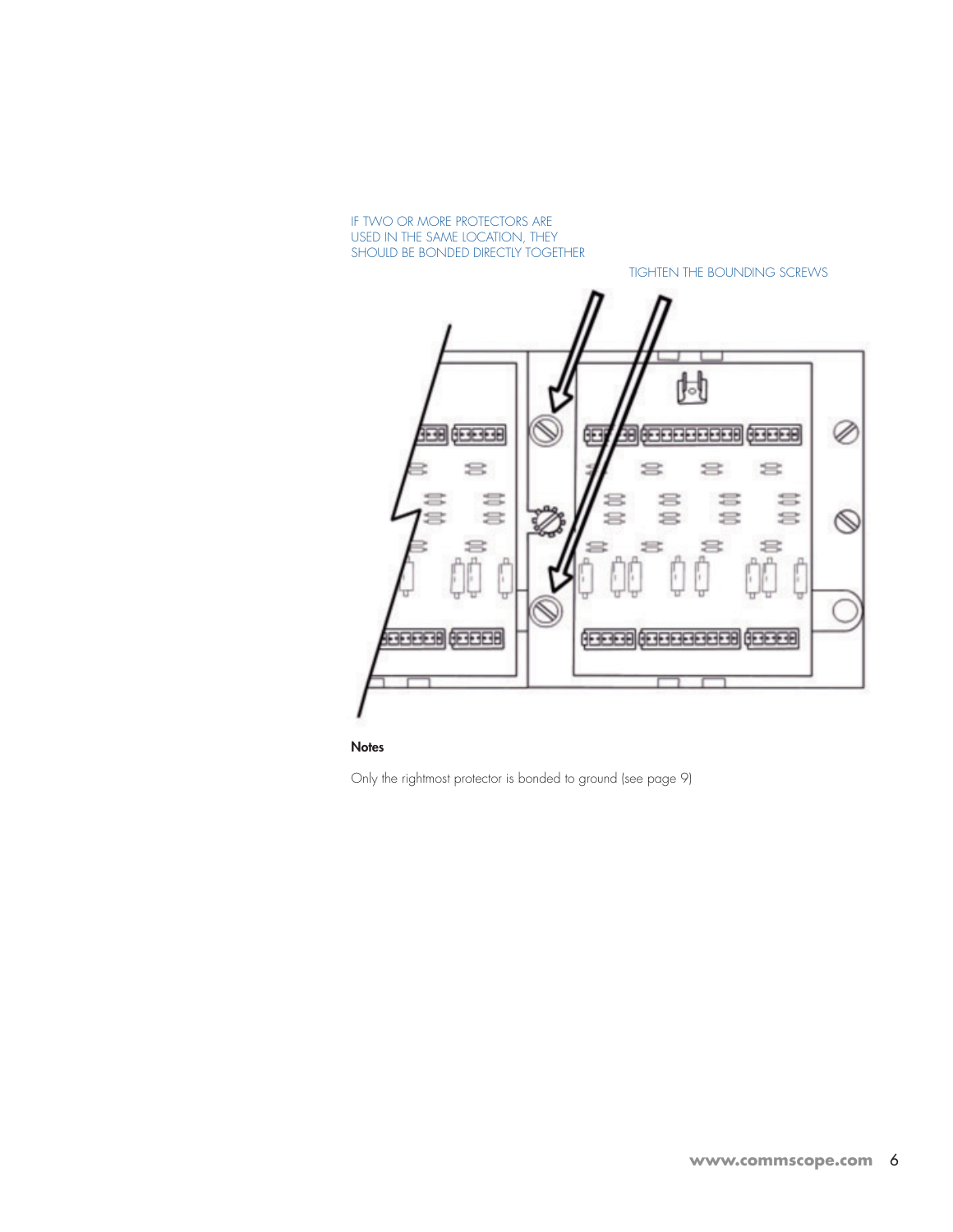IF TWO OR MORE PROTECTORS ARE USED IN THE SAME LOCATION, THEY SHOULD BE BONDED DIRECTLY TOGETHER

TIGHTEN THE BOUNDING SCREWS

**Notes**

Only the rightmost protector is bonded to ground (see page 9)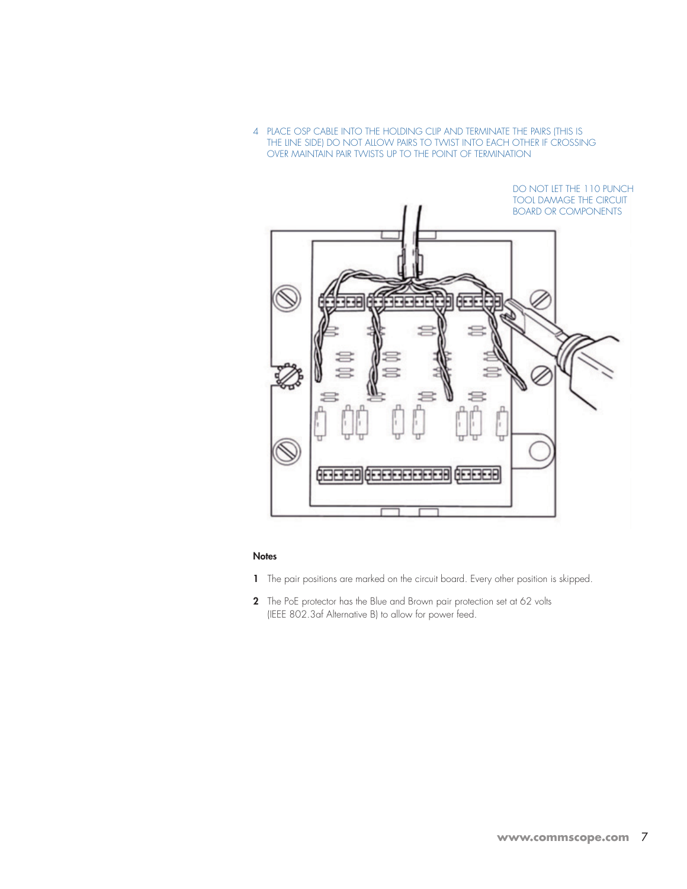4 PLACE OSP CABLE INTO THE HOLDING CLIP AND TERMINATE THE PAIRS (THIS IS THE LINE SIDE) DO NOT ALLOW PAIRS TO TWIST INTO EACH OTHER IF CROSSING OVER MAINTAIN PAIR TWISTS UP TO THE POINT OF TERMINATION

DO NOT LET THE 110 PUNCH TOOL DAMAGE THE CIRCUIT BOARD OR COMPONENTS

**Notes**

**1** The pair positions are marked on the circuit board. Every other position is skipped.

**2** The PoE protector has the Blue and Brown pair protection set at 62 volts (IEEE 802.3af Alternative B) to allow for power feed.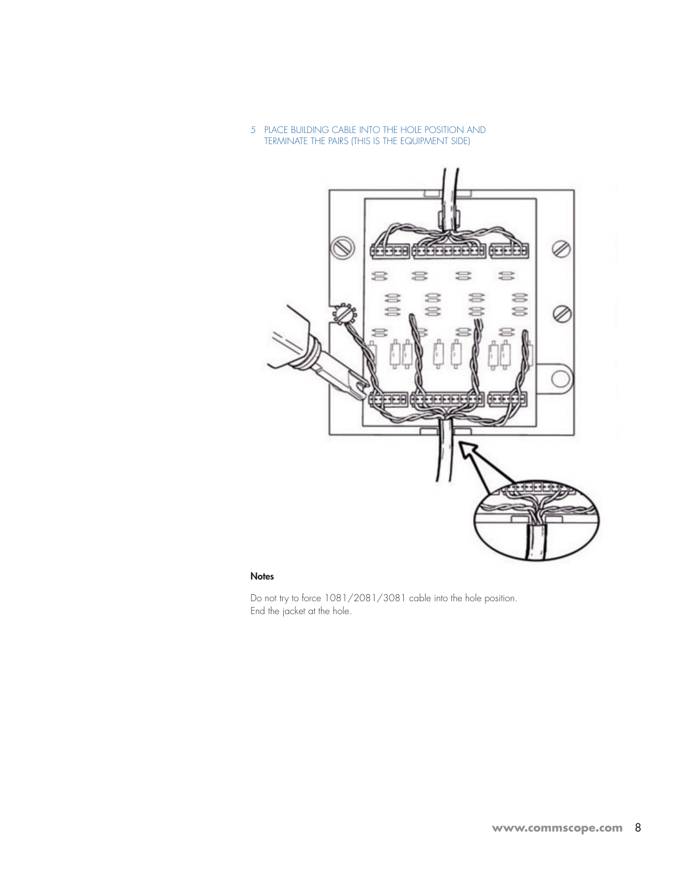5 PLACE BUILDING CABLE INTO THE HOLE POSITION AND TERMINATE THE PAIRS (THIS IS THE EQUIPMENT SIDE)

**Notes**

Do not try to force 1081/2081/3081 cable into the hole position.
End the jacket at the hole.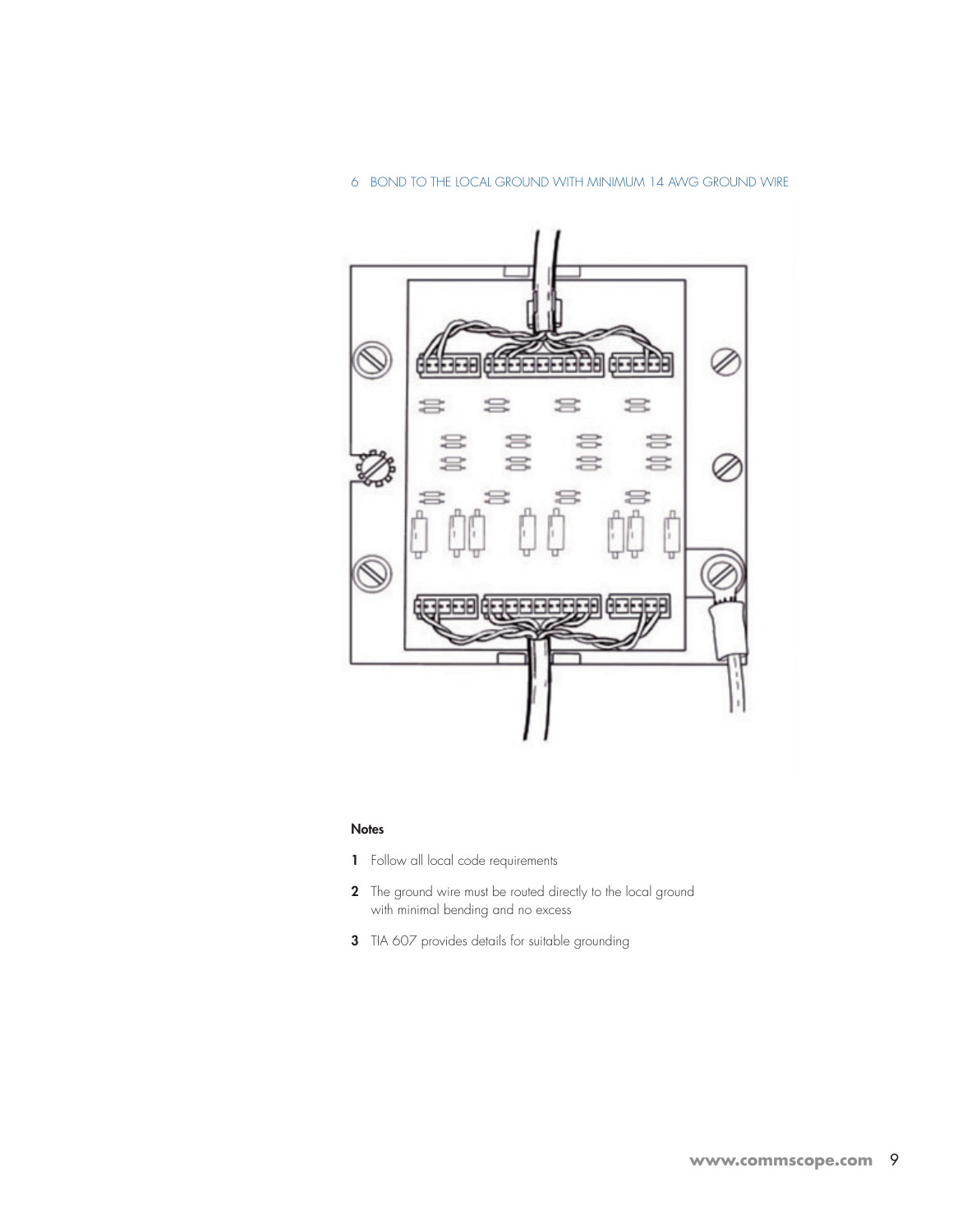6 BOND TO THE LOCAL GROUND WITH MINIMUM 14 AWG GROUND WIRE

**Notes**

1. Follow all local code requirements
2. The ground wire must be routed directly to the local ground with minimal bending and no excess
3. TIA 607 provides details for suitable grounding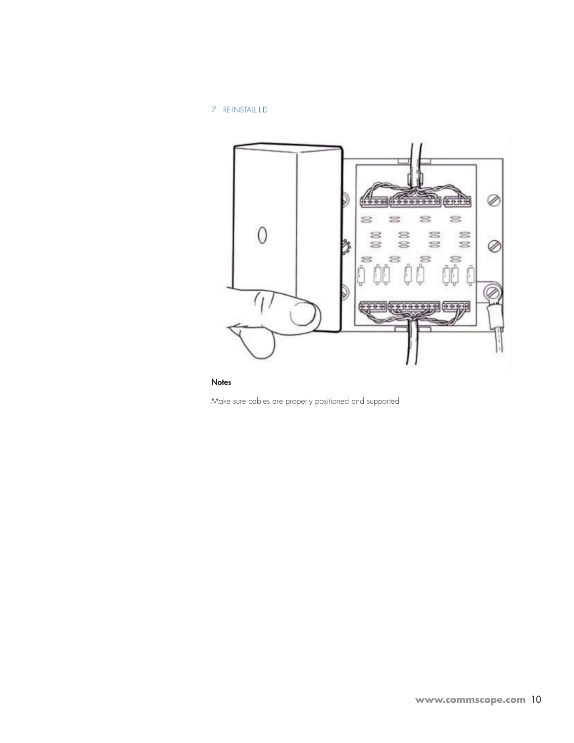7 RE-INSTALL LID

**Notes**

Make sure cables are properly positioned and supported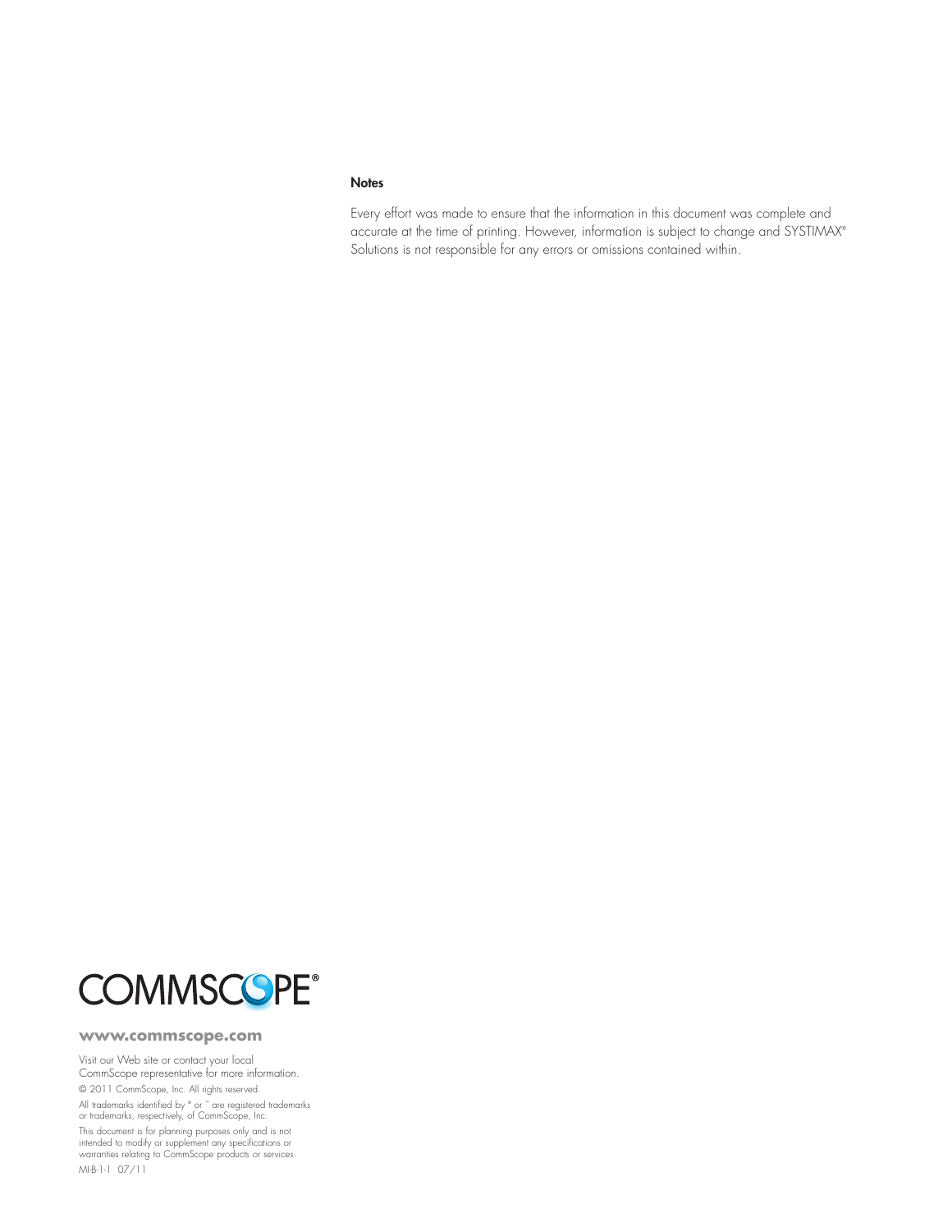**Notes**

Every effort was made to ensure that the information in this document was complete and accurate at the time of printing. However, information is subject to change and SYSTIMAX® Solutions is not responsible for any errors or omissions contained within.

COMMSCOPE®

**www.commscope.com**

Visit our Web site or contact your local CommScope representative for more information.

© 2011 CommScope, Inc. All rights reserved.

All trademarks identified by ® or ™ are registered trademarks or trademarks, respectively, of CommScope, Inc.

This document is for planning purposes only and is not intended to modify or supplement any specifications or warranties relating to CommScope products or services.

MI-B-1-1 07/11